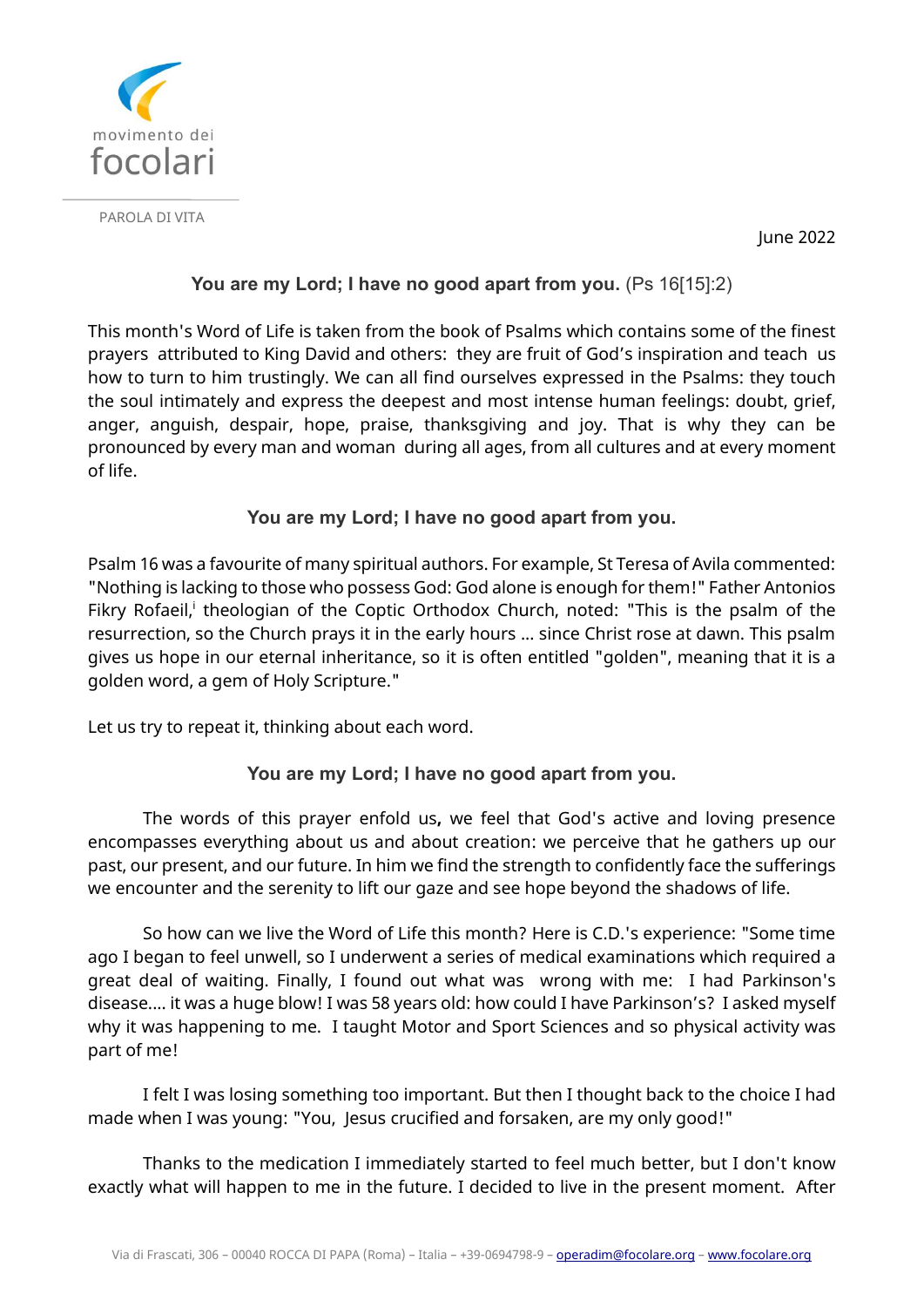movimento dei
focolari

PAROLA DI VITA

June 2022

**You are my Lord; I have no good apart from you.** (Ps 16[15]:2)

This month's Word of Life is taken from the book of Psalms which contains some of the finest prayers attributed to King David and others: they are fruit of God's inspiration and teach us how to turn to him trustingly. We can all find ourselves expressed in the Psalms: they touch the soul intimately and express the deepest and most intense human feelings: doubt, grief, anger, anguish, despair, hope, praise, thanksgiving and joy. That is why they can be pronounced by every man and woman during all ages, from all cultures and at every moment of life.

**You are my Lord; I have no good apart from you.**

Psalm 16 was a favourite of many spiritual authors. For example, St Teresa of Avila commented: "Nothing is lacking to those who possess God: God alone is enough for them!" Father Antonios Fikry Rofaeil,[i] theologian of the Coptic Orthodox Church, noted: "This is the psalm of the resurrection, so the Church prays it in the early hours … since Christ rose at dawn. This psalm gives us hope in our eternal inheritance, so it is often entitled "golden", meaning that it is a golden word, a gem of Holy Scripture."

Let us try to repeat it, thinking about each word.

**You are my Lord; I have no good apart from you.**

The words of this prayer enfold us, we feel that God's active and loving presence encompasses everything about us and about creation: we perceive that he gathers up our past, our present, and our future. In him we find the strength to confidently face the sufferings we encounter and the serenity to lift our gaze and see hope beyond the shadows of life.

So how can we live the Word of Life this month? Here is C.D.'s experience: "Some time ago I began to feel unwell, so I underwent a series of medical examinations which required a great deal of waiting. Finally, I found out what was wrong with me: I had Parkinson's disease.... it was a huge blow! I was 58 years old: how could I have Parkinson's? I asked myself why it was happening to me. I taught Motor and Sport Sciences and so physical activity was part of me!

I felt I was losing something too important. But then I thought back to the choice I had made when I was young: "You, Jesus crucified and forsaken, are my only good!"

Thanks to the medication I immediately started to feel much better, but I don't know exactly what will happen to me in the future. I decided to live in the present moment. After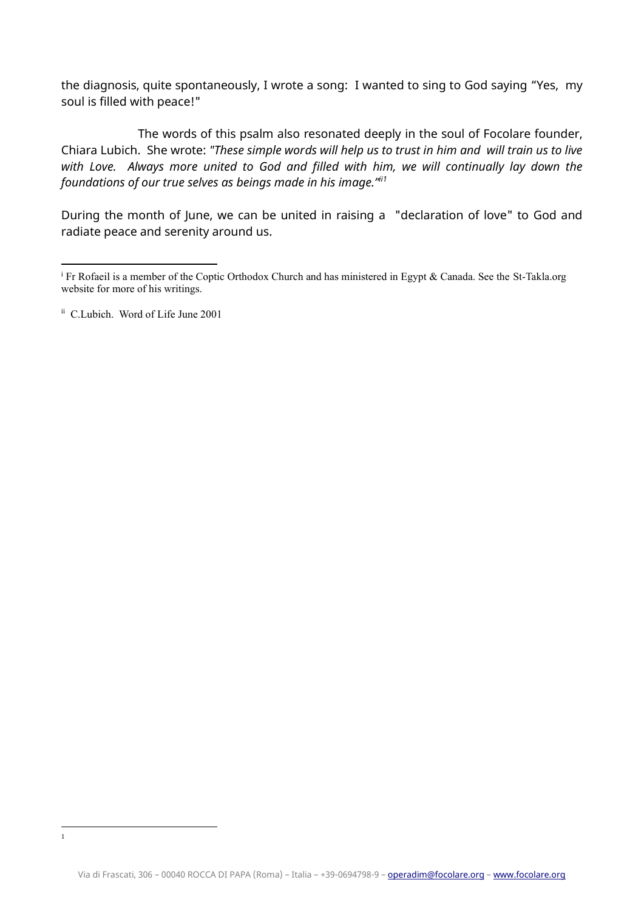the diagnosis, quite spontaneously, I wrote a song: I wanted to sing to God saying "Yes, my soul is filled with peace!"

The words of this psalm also resonated deeply in the soul of Focolare founder, Chiara Lubich. She wrote: *"These simple words will help us to trust in him and will train us to live with Love. Always more united to God and filled with him, we will continually lay down the foundations of our true selves as beings made in his image."*[ii][1]

During the month of June, we can be united in raising a "declaration of love" to God and radiate peace and serenity around us.

---

[i] Fr Rofaeil is a member of the Coptic Orthodox Church and has ministered in Egypt & Canada. See the St-Takla.org website for more of his writings.

[ii] C.Lubich. Word of Life June 2001

[1]